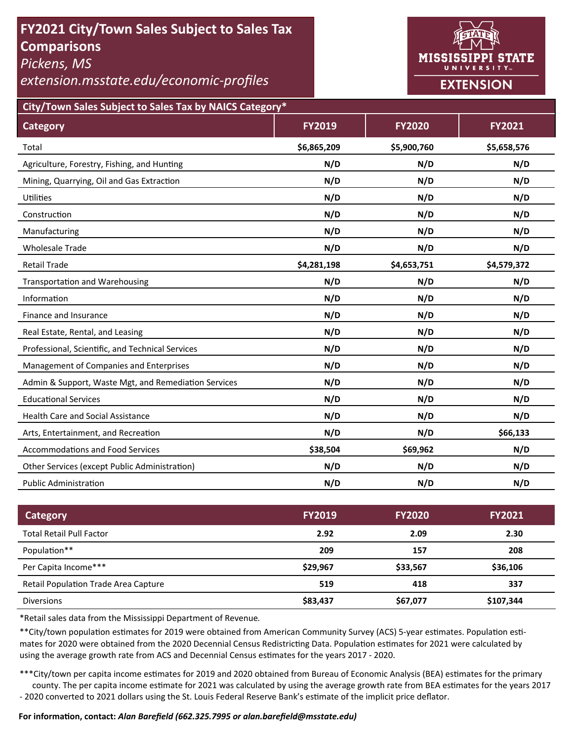# FY2021 City/Town Sales Subject to Sales Tax Comparisons

*Pickens, MS*

*extension.msstate.edu/economic-profiles*

MISSISSIPPI STATE UNIVERSITY EXTENSION

## City/Town Sales Subject to Sales Tax by NAICS Category*

| Category | FY2019 | FY2020 | FY2021 |
|---|---|---|---|
| Total | **$6,865,209** | **$5,900,760** | **$5,658,576** |
| Agriculture, Forestry, Fishing, and Hunting | **N/D** | **N/D** | **N/D** |
| Mining, Quarrying, Oil and Gas Extraction | **N/D** | **N/D** | **N/D** |
| Utilities | **N/D** | **N/D** | **N/D** |
| Construction | **N/D** | **N/D** | **N/D** |
| Manufacturing | **N/D** | **N/D** | **N/D** |
| Wholesale Trade | **N/D** | **N/D** | **N/D** |
| Retail Trade | **$4,281,198** | **$4,653,751** | **$4,579,372** |
| Transportation and Warehousing | **N/D** | **N/D** | **N/D** |
| Information | **N/D** | **N/D** | **N/D** |
| Finance and Insurance | **N/D** | **N/D** | **N/D** |
| Real Estate, Rental, and Leasing | **N/D** | **N/D** | **N/D** |
| Professional, Scientific, and Technical Services | **N/D** | **N/D** | **N/D** |
| Management of Companies and Enterprises | **N/D** | **N/D** | **N/D** |
| Admin & Support, Waste Mgt, and Remediation Services | **N/D** | **N/D** | **N/D** |
| Educational Services | **N/D** | **N/D** | **N/D** |
| Health Care and Social Assistance | **N/D** | **N/D** | **N/D** |
| Arts, Entertainment, and Recreation | **N/D** | **N/D** | **$66,133** |
| Accommodations and Food Services | **$38,504** | **$69,962** | **N/D** |
| Other Services (except Public Administration) | **N/D** | **N/D** | **N/D** |
| Public Administration | **N/D** | **N/D** | **N/D** |

| Category | FY2019 | FY2020 | FY2021 |
|---|---|---|---|
| Total Retail Pull Factor | **2.92** | **2.09** | **2.30** |
| Population** | **209** | **157** | **208** |
| Per Capita Income*** | **$29,967** | **$33,567** | **$36,106** |
| Retail Population Trade Area Capture | **519** | **418** | **337** |
| Diversions | **$83,437** | **$67,077** | **$107,344** |

*Retail sales data from the Mississippi Department of Revenue.

**City/town population estimates for 2019 were obtained from American Community Survey (ACS) 5-year estimates. Population estimates for 2020 were obtained from the 2020 Decennial Census Redistricting Data. Population estimates for 2021 were calculated by using the average growth rate from ACS and Decennial Census estimates for the years 2017 - 2020.

***City/town per capita income estimates for 2019 and 2020 obtained from Bureau of Economic Analysis (BEA) estimates for the primary county. The per capita income estimate for 2021 was calculated by using the average growth rate from BEA estimates for the years 2017 - 2020 converted to 2021 dollars using the St. Louis Federal Reserve Bank's estimate of the implicit price deflator.

**For information, contact: *Alan Barefield (662.325.7995 or alan.barefield@msstate.edu)***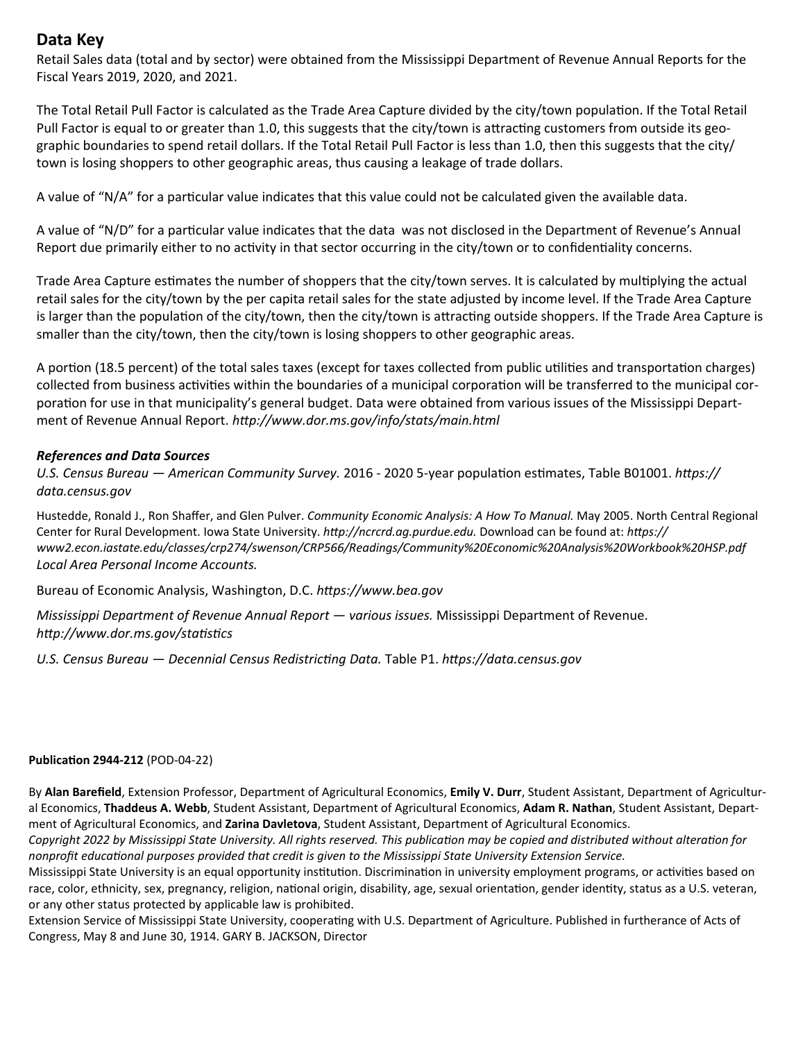## Data Key

Retail Sales data (total and by sector) were obtained from the Mississippi Department of Revenue Annual Reports for the Fiscal Years 2019, 2020, and 2021.

The Total Retail Pull Factor is calculated as the Trade Area Capture divided by the city/town population. If the Total Retail Pull Factor is equal to or greater than 1.0, this suggests that the city/town is attracting customers from outside its geographic boundaries to spend retail dollars. If the Total Retail Pull Factor is less than 1.0, then this suggests that the city/town is losing shoppers to other geographic areas, thus causing a leakage of trade dollars.

A value of "N/A" for a particular value indicates that this value could not be calculated given the available data.

A value of "N/D" for a particular value indicates that the data was not disclosed in the Department of Revenue's Annual Report due primarily either to no activity in that sector occurring in the city/town or to confidentiality concerns.

Trade Area Capture estimates the number of shoppers that the city/town serves. It is calculated by multiplying the actual retail sales for the city/town by the per capita retail sales for the state adjusted by income level. If the Trade Area Capture is larger than the population of the city/town, then the city/town is attracting outside shoppers. If the Trade Area Capture is smaller than the city/town, then the city/town is losing shoppers to other geographic areas.

A portion (18.5 percent) of the total sales taxes (except for taxes collected from public utilities and transportation charges) collected from business activities within the boundaries of a municipal corporation will be transferred to the municipal corporation for use in that municipality's general budget. Data were obtained from various issues of the Mississippi Department of Revenue Annual Report. *http://www.dor.ms.gov/info/stats/main.html*

### *References and Data Sources*

*U.S. Census Bureau — American Community Survey.* 2016 - 2020 5-year population estimates, Table B01001. *https://data.census.gov*

Hustedde, Ronald J., Ron Shaffer, and Glen Pulver. *Community Economic Analysis: A How To Manual.* May 2005. North Central Regional Center for Rural Development. Iowa State University. *http://ncrcrd.ag.purdue.edu.* Download can be found at: *https://www2.econ.iastate.edu/classes/crp274/swenson/CRP566/Readings/Community%20Economic%20Analysis%20Workbook%20HSP.pdf* *Local Area Personal Income Accounts.*

Bureau of Economic Analysis, Washington, D.C. *https://www.bea.gov*

*Mississippi Department of Revenue Annual Report — various issues.* Mississippi Department of Revenue. *http://www.dor.ms.gov/statistics*

*U.S. Census Bureau — Decennial Census Redistricting Data.* Table P1. *https://data.census.gov*

**Publication 2944-212** (POD-04-22)

By **Alan Barefield**, Extension Professor, Department of Agricultural Economics, **Emily V. Durr**, Student Assistant, Department of Agricultural Economics, **Thaddeus A. Webb**, Student Assistant, Department of Agricultural Economics, **Adam R. Nathan**, Student Assistant, Department of Agricultural Economics, and **Zarina Davletova**, Student Assistant, Department of Agricultural Economics.

*Copyright 2022 by Mississippi State University. All rights reserved. This publication may be copied and distributed without alteration for nonprofit educational purposes provided that credit is given to the Mississippi State University Extension Service.*

Mississippi State University is an equal opportunity institution. Discrimination in university employment programs, or activities based on race, color, ethnicity, sex, pregnancy, religion, national origin, disability, age, sexual orientation, gender identity, status as a U.S. veteran, or any other status protected by applicable law is prohibited.

Extension Service of Mississippi State University, cooperating with U.S. Department of Agriculture. Published in furtherance of Acts of Congress, May 8 and June 30, 1914. GARY B. JACKSON, Director